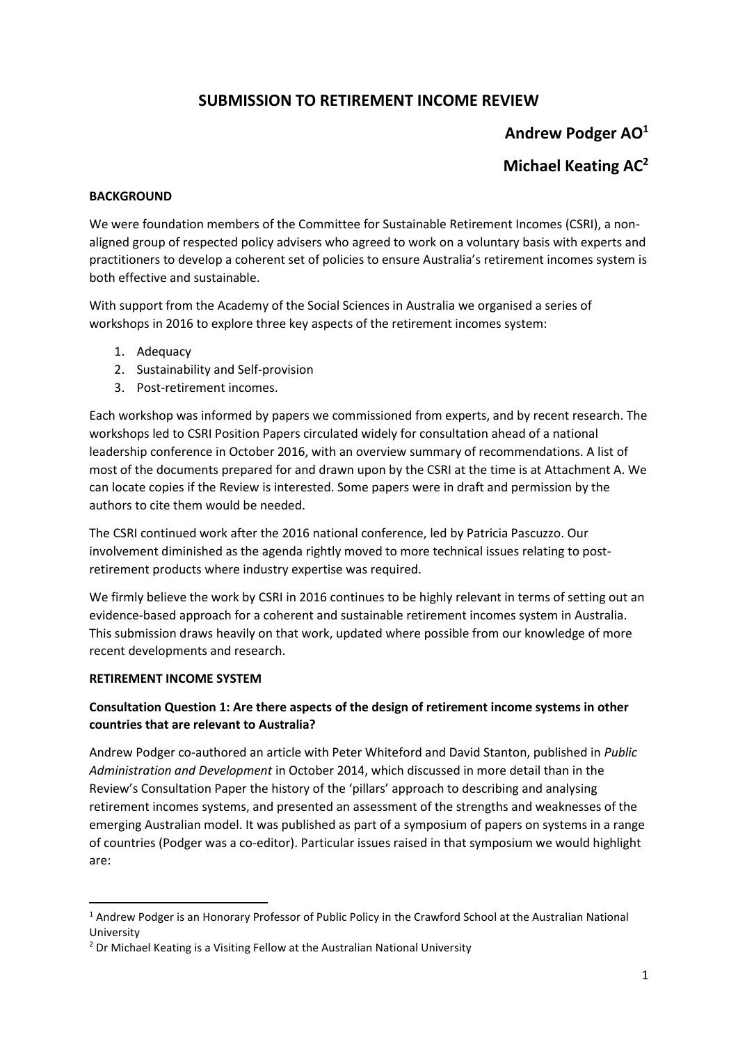# SUBMISSION TO RETIREMENT INCOME REVIEW

**Andrew Podger AO[1]**

**Michael Keating AC[2]**

## BACKGROUND

We were foundation members of the Committee for Sustainable Retirement Incomes (CSRI), a non-aligned group of respected policy advisers who agreed to work on a voluntary basis with experts and practitioners to develop a coherent set of policies to ensure Australia's retirement incomes system is both effective and sustainable.

With support from the Academy of the Social Sciences in Australia we organised a series of workshops in 2016 to explore three key aspects of the retirement incomes system:

1. Adequacy
2. Sustainability and Self-provision
3. Post-retirement incomes.

Each workshop was informed by papers we commissioned from experts, and by recent research. The workshops led to CSRI Position Papers circulated widely for consultation ahead of a national leadership conference in October 2016, with an overview summary of recommendations. A list of most of the documents prepared for and drawn upon by the CSRI at the time is at Attachment A. We can locate copies if the Review is interested. Some papers were in draft and permission by the authors to cite them would be needed.

The CSRI continued work after the 2016 national conference, led by Patricia Pascuzzo. Our involvement diminished as the agenda rightly moved to more technical issues relating to post-retirement products where industry expertise was required.

We firmly believe the work by CSRI in 2016 continues to be highly relevant in terms of setting out an evidence-based approach for a coherent and sustainable retirement incomes system in Australia. This submission draws heavily on that work, updated where possible from our knowledge of more recent developments and research.

## RETIREMENT INCOME SYSTEM

### Consultation Question 1: Are there aspects of the design of retirement income systems in other countries that are relevant to Australia?

Andrew Podger co-authored an article with Peter Whiteford and David Stanton, published in *Public Administration and Development* in October 2014, which discussed in more detail than in the Review's Consultation Paper the history of the 'pillars' approach to describing and analysing retirement incomes systems, and presented an assessment of the strengths and weaknesses of the emerging Australian model. It was published as part of a symposium of papers on systems in a range of countries (Podger was a co-editor). Particular issues raised in that symposium we would highlight are:

[1] Andrew Podger is an Honorary Professor of Public Policy in the Crawford School at the Australian National University

[2] Dr Michael Keating is a Visiting Fellow at the Australian National University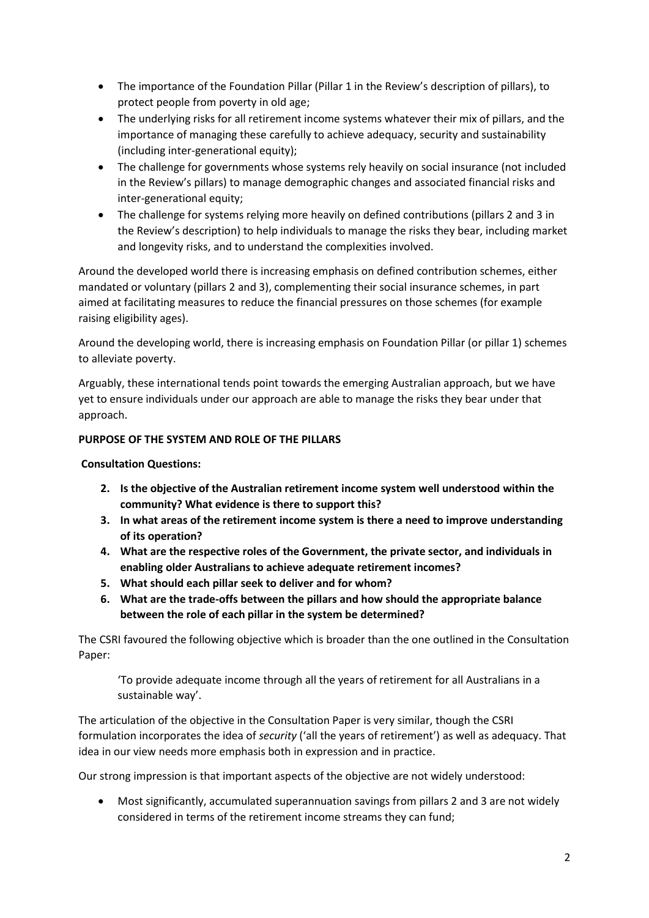- The importance of the Foundation Pillar (Pillar 1 in the Review's description of pillars), to protect people from poverty in old age;
- The underlying risks for all retirement income systems whatever their mix of pillars, and the importance of managing these carefully to achieve adequacy, security and sustainability (including inter-generational equity);
- The challenge for governments whose systems rely heavily on social insurance (not included in the Review's pillars) to manage demographic changes and associated financial risks and inter-generational equity;
- The challenge for systems relying more heavily on defined contributions (pillars 2 and 3 in the Review's description) to help individuals to manage the risks they bear, including market and longevity risks, and to understand the complexities involved.

Around the developed world there is increasing emphasis on defined contribution schemes, either mandated or voluntary (pillars 2 and 3), complementing their social insurance schemes, in part aimed at facilitating measures to reduce the financial pressures on those schemes (for example raising eligibility ages).

Around the developing world, there is increasing emphasis on Foundation Pillar (or pillar 1) schemes to alleviate poverty.

Arguably, these international tends point towards the emerging Australian approach, but we have yet to ensure individuals under our approach are able to manage the risks they bear under that approach.

**PURPOSE OF THE SYSTEM AND ROLE OF THE PILLARS**

**Consultation Questions:**

2. **Is the objective of the Australian retirement income system well understood within the community? What evidence is there to support this?**
3. **In what areas of the retirement income system is there a need to improve understanding of its operation?**
4. **What are the respective roles of the Government, the private sector, and individuals in enabling older Australians to achieve adequate retirement incomes?**
5. **What should each pillar seek to deliver and for whom?**
6. **What are the trade-offs between the pillars and how should the appropriate balance between the role of each pillar in the system be determined?**

The CSRI favoured the following objective which is broader than the one outlined in the Consultation Paper:

> 'To provide adequate income through all the years of retirement for all Australians in a sustainable way'.

The articulation of the objective in the Consultation Paper is very similar, though the CSRI formulation incorporates the idea of *security* ('all the years of retirement') as well as adequacy. That idea in our view needs more emphasis both in expression and in practice.

Our strong impression is that important aspects of the objective are not widely understood:

- Most significantly, accumulated superannuation savings from pillars 2 and 3 are not widely considered in terms of the retirement income streams they can fund;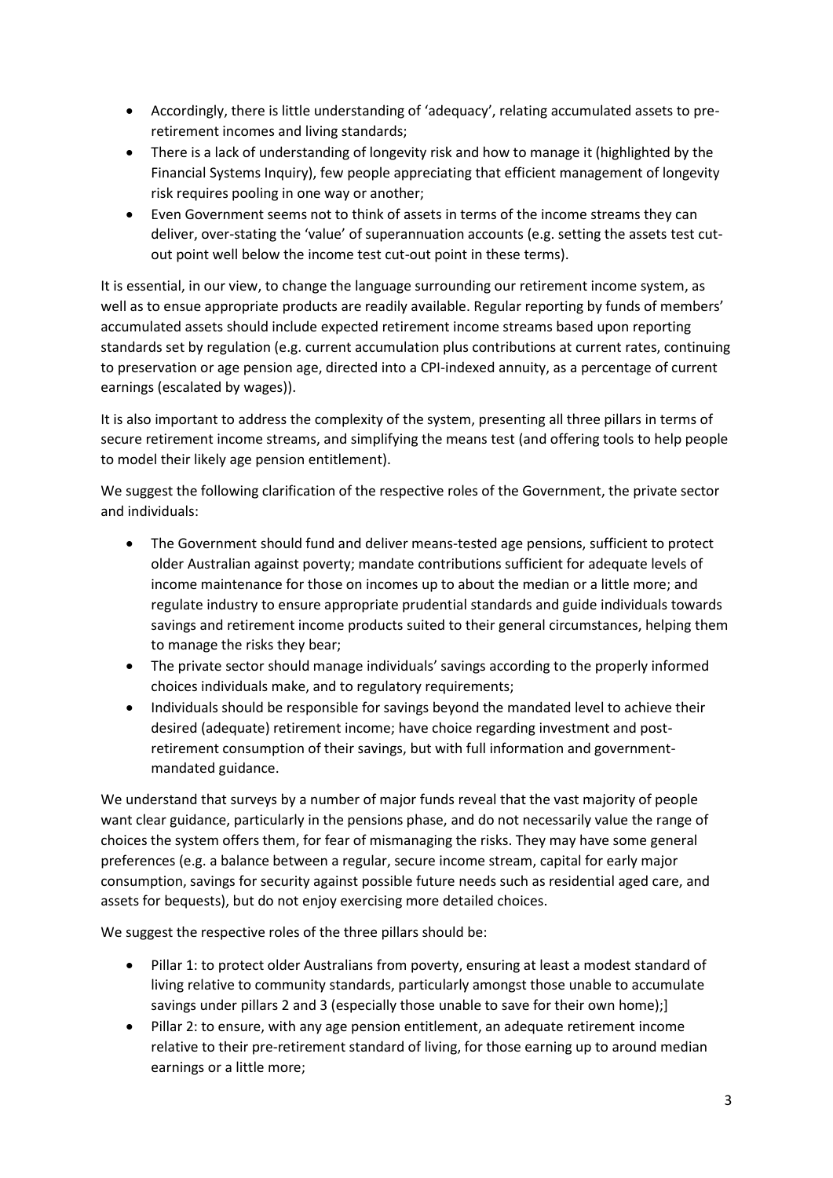- Accordingly, there is little understanding of 'adequacy', relating accumulated assets to pre-retirement incomes and living standards;
- There is a lack of understanding of longevity risk and how to manage it (highlighted by the Financial Systems Inquiry), few people appreciating that efficient management of longevity risk requires pooling in one way or another;
- Even Government seems not to think of assets in terms of the income streams they can deliver, over-stating the 'value' of superannuation accounts (e.g. setting the assets test cut-out point well below the income test cut-out point in these terms).

It is essential, in our view, to change the language surrounding our retirement income system, as well as to ensue appropriate products are readily available. Regular reporting by funds of members' accumulated assets should include expected retirement income streams based upon reporting standards set by regulation (e.g. current accumulation plus contributions at current rates, continuing to preservation or age pension age, directed into a CPI-indexed annuity, as a percentage of current earnings (escalated by wages)).

It is also important to address the complexity of the system, presenting all three pillars in terms of secure retirement income streams, and simplifying the means test (and offering tools to help people to model their likely age pension entitlement).

We suggest the following clarification of the respective roles of the Government, the private sector and individuals:

- The Government should fund and deliver means-tested age pensions, sufficient to protect older Australian against poverty; mandate contributions sufficient for adequate levels of income maintenance for those on incomes up to about the median or a little more; and regulate industry to ensure appropriate prudential standards and guide individuals towards savings and retirement income products suited to their general circumstances, helping them to manage the risks they bear;
- The private sector should manage individuals' savings according to the properly informed choices individuals make, and to regulatory requirements;
- Individuals should be responsible for savings beyond the mandated level to achieve their desired (adequate) retirement income; have choice regarding investment and post-retirement consumption of their savings, but with full information and government-mandated guidance.

We understand that surveys by a number of major funds reveal that the vast majority of people want clear guidance, particularly in the pensions phase, and do not necessarily value the range of choices the system offers them, for fear of mismanaging the risks. They may have some general preferences (e.g. a balance between a regular, secure income stream, capital for early major consumption, savings for security against possible future needs such as residential aged care, and assets for bequests), but do not enjoy exercising more detailed choices.

We suggest the respective roles of the three pillars should be:

- Pillar 1: to protect older Australians from poverty, ensuring at least a modest standard of living relative to community standards, particularly amongst those unable to accumulate savings under pillars 2 and 3 (especially those unable to save for their own home);]
- Pillar 2: to ensure, with any age pension entitlement, an adequate retirement income relative to their pre-retirement standard of living, for those earning up to around median earnings or a little more;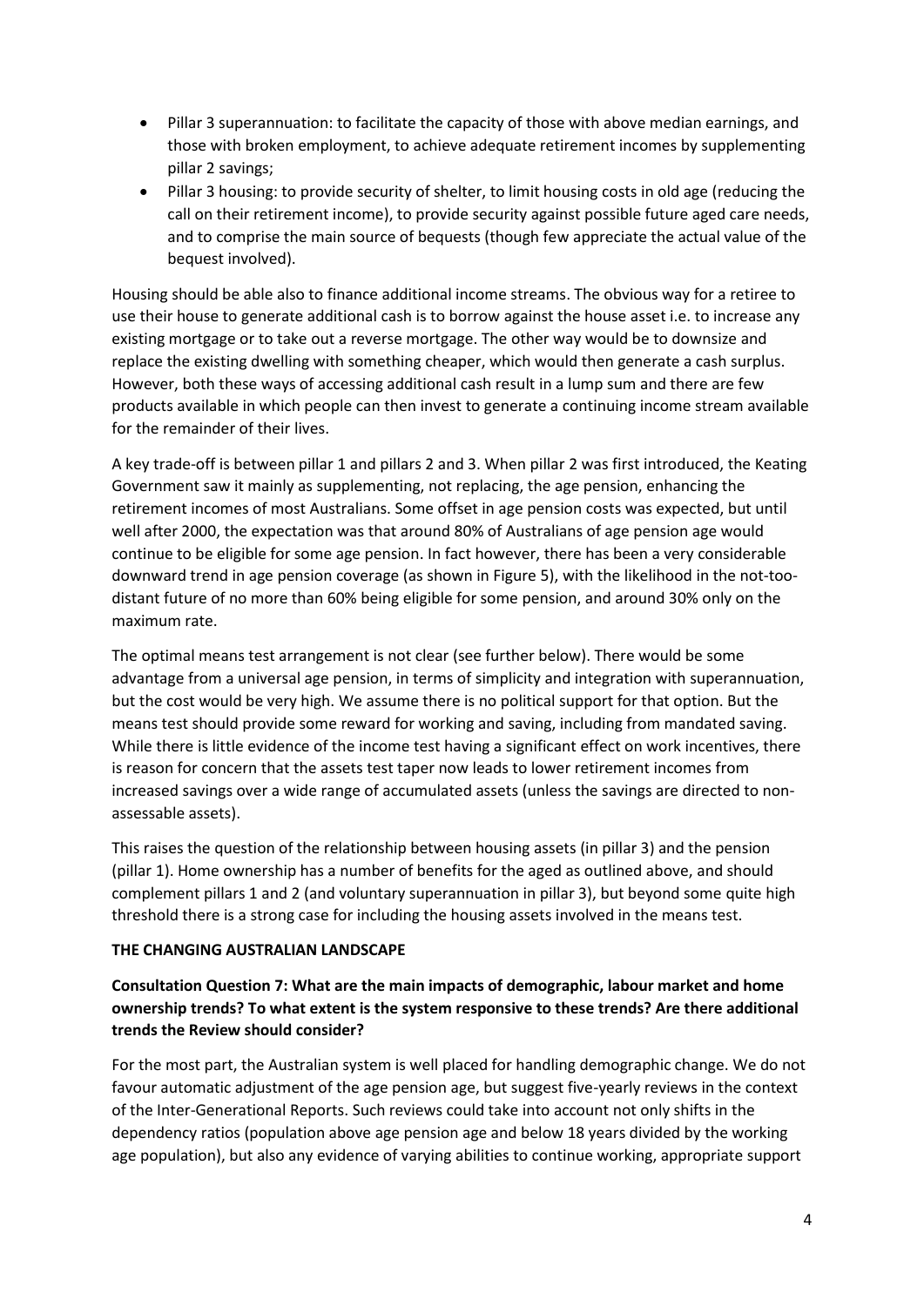- Pillar 3 superannuation: to facilitate the capacity of those with above median earnings, and those with broken employment, to achieve adequate retirement incomes by supplementing pillar 2 savings;
- Pillar 3 housing: to provide security of shelter, to limit housing costs in old age (reducing the call on their retirement income), to provide security against possible future aged care needs, and to comprise the main source of bequests (though few appreciate the actual value of the bequest involved).

Housing should be able also to finance additional income streams. The obvious way for a retiree to use their house to generate additional cash is to borrow against the house asset i.e. to increase any existing mortgage or to take out a reverse mortgage. The other way would be to downsize and replace the existing dwelling with something cheaper, which would then generate a cash surplus. However, both these ways of accessing additional cash result in a lump sum and there are few products available in which people can then invest to generate a continuing income stream available for the remainder of their lives.

A key trade-off is between pillar 1 and pillars 2 and 3. When pillar 2 was first introduced, the Keating Government saw it mainly as supplementing, not replacing, the age pension, enhancing the retirement incomes of most Australians. Some offset in age pension costs was expected, but until well after 2000, the expectation was that around 80% of Australians of age pension age would continue to be eligible for some age pension. In fact however, there has been a very considerable downward trend in age pension coverage (as shown in Figure 5), with the likelihood in the not-too-distant future of no more than 60% being eligible for some pension, and around 30% only on the maximum rate.

The optimal means test arrangement is not clear (see further below). There would be some advantage from a universal age pension, in terms of simplicity and integration with superannuation, but the cost would be very high. We assume there is no political support for that option. But the means test should provide some reward for working and saving, including from mandated saving. While there is little evidence of the income test having a significant effect on work incentives, there is reason for concern that the assets test taper now leads to lower retirement incomes from increased savings over a wide range of accumulated assets (unless the savings are directed to non-assessable assets).

This raises the question of the relationship between housing assets (in pillar 3) and the pension (pillar 1). Home ownership has a number of benefits for the aged as outlined above, and should complement pillars 1 and 2 (and voluntary superannuation in pillar 3), but beyond some quite high threshold there is a strong case for including the housing assets involved in the means test.

## THE CHANGING AUSTRALIAN LANDSCAPE

### Consultation Question 7: What are the main impacts of demographic, labour market and home ownership trends? To what extent is the system responsive to these trends? Are there additional trends the Review should consider?

For the most part, the Australian system is well placed for handling demographic change. We do not favour automatic adjustment of the age pension age, but suggest five-yearly reviews in the context of the Inter-Generational Reports. Such reviews could take into account not only shifts in the dependency ratios (population above age pension age and below 18 years divided by the working age population), but also any evidence of varying abilities to continue working, appropriate support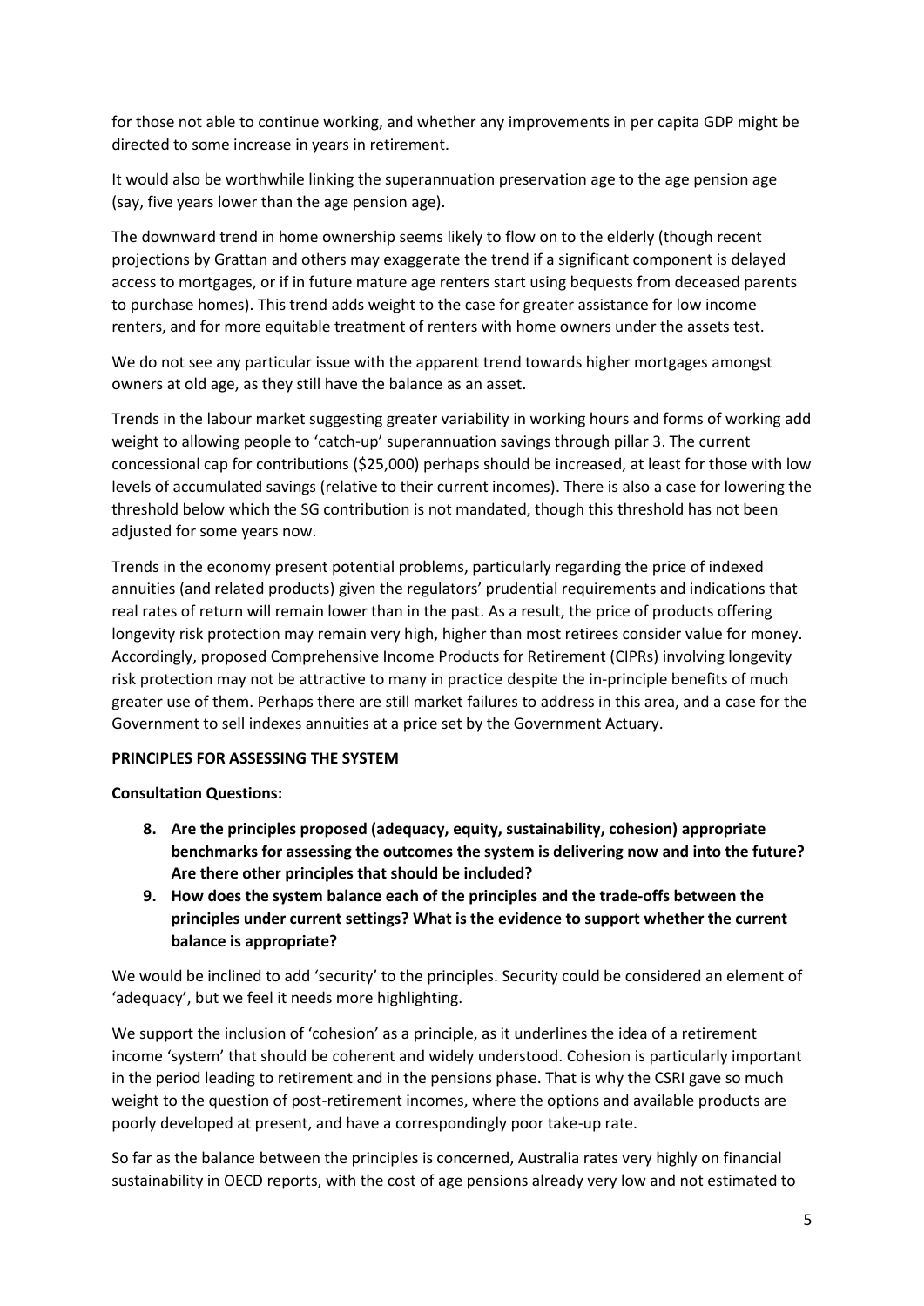for those not able to continue working, and whether any improvements in per capita GDP might be directed to some increase in years in retirement.

It would also be worthwhile linking the superannuation preservation age to the age pension age (say, five years lower than the age pension age).

The downward trend in home ownership seems likely to flow on to the elderly (though recent projections by Grattan and others may exaggerate the trend if a significant component is delayed access to mortgages, or if in future mature age renters start using bequests from deceased parents to purchase homes). This trend adds weight to the case for greater assistance for low income renters, and for more equitable treatment of renters with home owners under the assets test.

We do not see any particular issue with the apparent trend towards higher mortgages amongst owners at old age, as they still have the balance as an asset.

Trends in the labour market suggesting greater variability in working hours and forms of working add weight to allowing people to 'catch-up' superannuation savings through pillar 3. The current concessional cap for contributions ($25,000) perhaps should be increased, at least for those with low levels of accumulated savings (relative to their current incomes). There is also a case for lowering the threshold below which the SG contribution is not mandated, though this threshold has not been adjusted for some years now.

Trends in the economy present potential problems, particularly regarding the price of indexed annuities (and related products) given the regulators' prudential requirements and indications that real rates of return will remain lower than in the past. As a result, the price of products offering longevity risk protection may remain very high, higher than most retirees consider value for money. Accordingly, proposed Comprehensive Income Products for Retirement (CIPRs) involving longevity risk protection may not be attractive to many in practice despite the in-principle benefits of much greater use of them. Perhaps there are still market failures to address in this area, and a case for the Government to sell indexes annuities at a price set by the Government Actuary.

**PRINCIPLES FOR ASSESSING THE SYSTEM**

**Consultation Questions:**

8. **Are the principles proposed (adequacy, equity, sustainability, cohesion) appropriate benchmarks for assessing the outcomes the system is delivering now and into the future? Are there other principles that should be included?**
9. **How does the system balance each of the principles and the trade-offs between the principles under current settings? What is the evidence to support whether the current balance is appropriate?**

We would be inclined to add 'security' to the principles. Security could be considered an element of 'adequacy', but we feel it needs more highlighting.

We support the inclusion of 'cohesion' as a principle, as it underlines the idea of a retirement income 'system' that should be coherent and widely understood. Cohesion is particularly important in the period leading to retirement and in the pensions phase. That is why the CSRI gave so much weight to the question of post-retirement incomes, where the options and available products are poorly developed at present, and have a correspondingly poor take-up rate.

So far as the balance between the principles is concerned, Australia rates very highly on financial sustainability in OECD reports, with the cost of age pensions already very low and not estimated to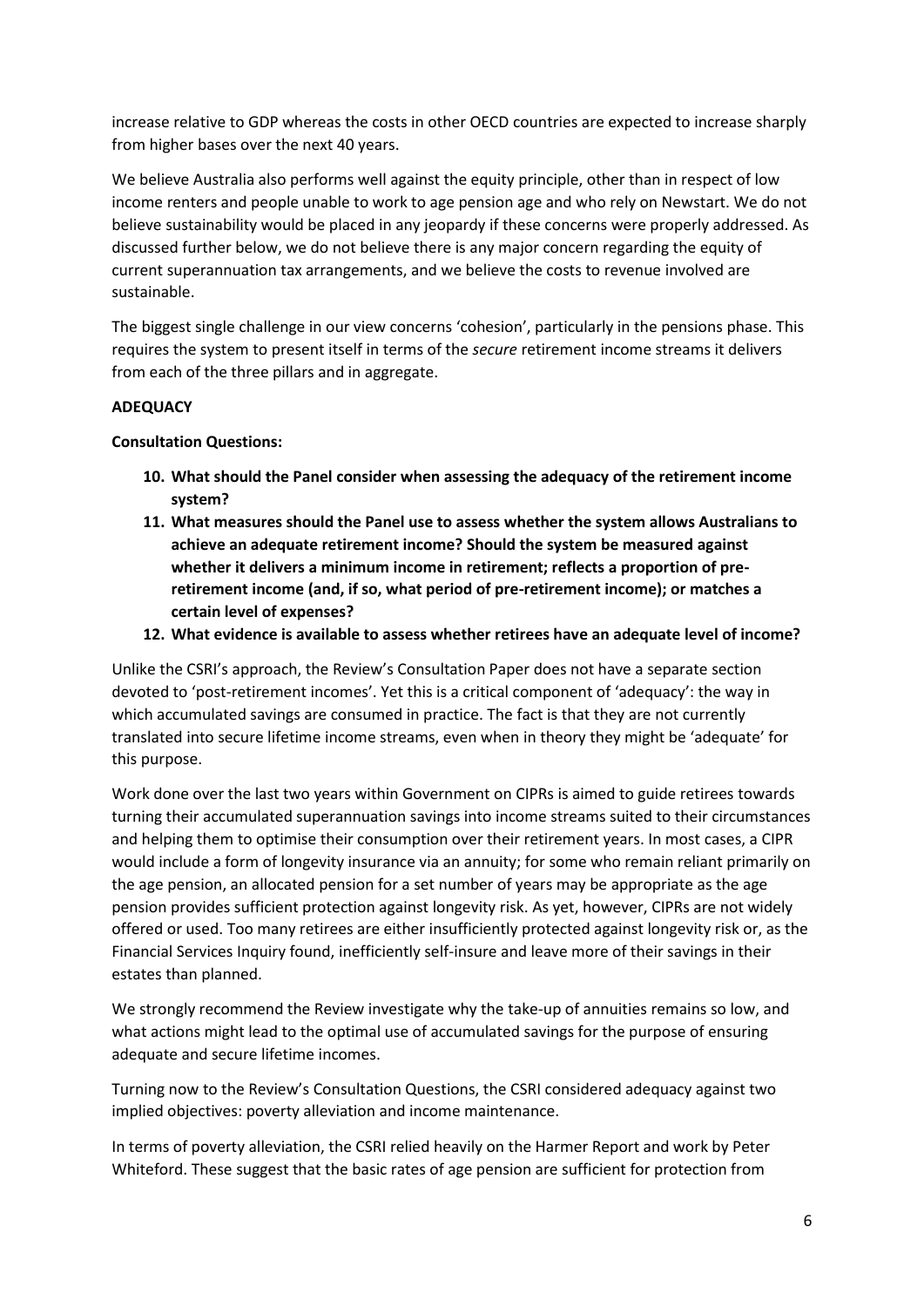increase relative to GDP whereas the costs in other OECD countries are expected to increase sharply from higher bases over the next 40 years.

We believe Australia also performs well against the equity principle, other than in respect of low income renters and people unable to work to age pension age and who rely on Newstart. We do not believe sustainability would be placed in any jeopardy if these concerns were properly addressed. As discussed further below, we do not believe there is any major concern regarding the equity of current superannuation tax arrangements, and we believe the costs to revenue involved are sustainable.

The biggest single challenge in our view concerns 'cohesion', particularly in the pensions phase. This requires the system to present itself in terms of the *secure* retirement income streams it delivers from each of the three pillars and in aggregate.

**ADEQUACY**

**Consultation Questions:**

10. **What should the Panel consider when assessing the adequacy of the retirement income system?**
11. **What measures should the Panel use to assess whether the system allows Australians to achieve an adequate retirement income? Should the system be measured against whether it delivers a minimum income in retirement; reflects a proportion of pre-retirement income (and, if so, what period of pre-retirement income); or matches a certain level of expenses?**
12. **What evidence is available to assess whether retirees have an adequate level of income?**

Unlike the CSRI's approach, the Review's Consultation Paper does not have a separate section devoted to 'post-retirement incomes'. Yet this is a critical component of 'adequacy': the way in which accumulated savings are consumed in practice. The fact is that they are not currently translated into secure lifetime income streams, even when in theory they might be 'adequate' for this purpose.

Work done over the last two years within Government on CIPRs is aimed to guide retirees towards turning their accumulated superannuation savings into income streams suited to their circumstances and helping them to optimise their consumption over their retirement years. In most cases, a CIPR would include a form of longevity insurance via an annuity; for some who remain reliant primarily on the age pension, an allocated pension for a set number of years may be appropriate as the age pension provides sufficient protection against longevity risk. As yet, however, CIPRs are not widely offered or used. Too many retirees are either insufficiently protected against longevity risk or, as the Financial Services Inquiry found, inefficiently self-insure and leave more of their savings in their estates than planned.

We strongly recommend the Review investigate why the take-up of annuities remains so low, and what actions might lead to the optimal use of accumulated savings for the purpose of ensuring adequate and secure lifetime incomes.

Turning now to the Review's Consultation Questions, the CSRI considered adequacy against two implied objectives: poverty alleviation and income maintenance.

In terms of poverty alleviation, the CSRI relied heavily on the Harmer Report and work by Peter Whiteford. These suggest that the basic rates of age pension are sufficient for protection from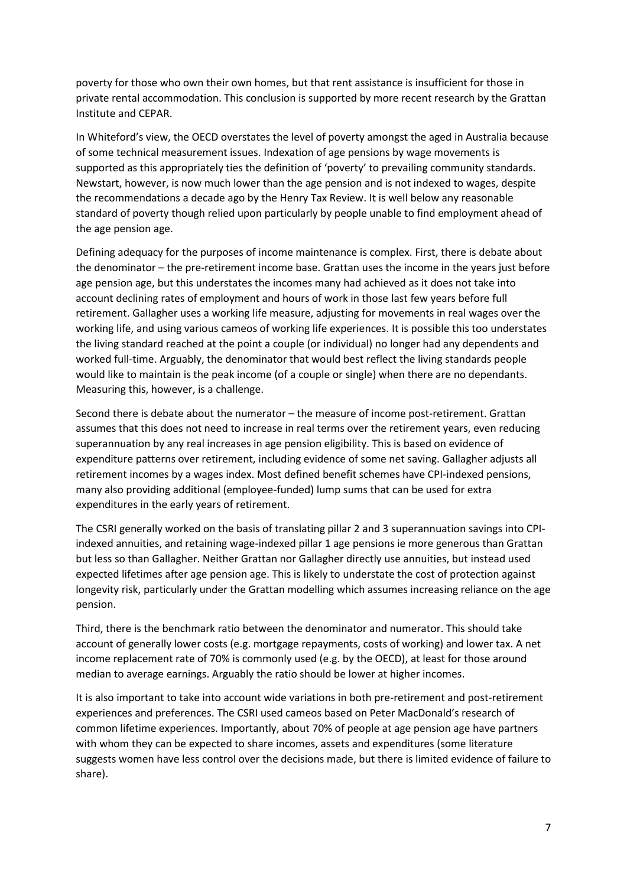poverty for those who own their own homes, but that rent assistance is insufficient for those in private rental accommodation. This conclusion is supported by more recent research by the Grattan Institute and CEPAR.

In Whiteford's view, the OECD overstates the level of poverty amongst the aged in Australia because of some technical measurement issues. Indexation of age pensions by wage movements is supported as this appropriately ties the definition of 'poverty' to prevailing community standards. Newstart, however, is now much lower than the age pension and is not indexed to wages, despite the recommendations a decade ago by the Henry Tax Review. It is well below any reasonable standard of poverty though relied upon particularly by people unable to find employment ahead of the age pension age.

Defining adequacy for the purposes of income maintenance is complex. First, there is debate about the denominator – the pre-retirement income base. Grattan uses the income in the years just before age pension age, but this understates the incomes many had achieved as it does not take into account declining rates of employment and hours of work in those last few years before full retirement. Gallagher uses a working life measure, adjusting for movements in real wages over the working life, and using various cameos of working life experiences. It is possible this too understates the living standard reached at the point a couple (or individual) no longer had any dependents and worked full-time. Arguably, the denominator that would best reflect the living standards people would like to maintain is the peak income (of a couple or single) when there are no dependants. Measuring this, however, is a challenge.

Second there is debate about the numerator – the measure of income post-retirement. Grattan assumes that this does not need to increase in real terms over the retirement years, even reducing superannuation by any real increases in age pension eligibility. This is based on evidence of expenditure patterns over retirement, including evidence of some net saving. Gallagher adjusts all retirement incomes by a wages index. Most defined benefit schemes have CPI-indexed pensions, many also providing additional (employee-funded) lump sums that can be used for extra expenditures in the early years of retirement.

The CSRI generally worked on the basis of translating pillar 2 and 3 superannuation savings into CPI-indexed annuities, and retaining wage-indexed pillar 1 age pensions ie more generous than Grattan but less so than Gallagher. Neither Grattan nor Gallagher directly use annuities, but instead used expected lifetimes after age pension age. This is likely to understate the cost of protection against longevity risk, particularly under the Grattan modelling which assumes increasing reliance on the age pension.

Third, there is the benchmark ratio between the denominator and numerator. This should take account of generally lower costs (e.g. mortgage repayments, costs of working) and lower tax. A net income replacement rate of 70% is commonly used (e.g. by the OECD), at least for those around median to average earnings. Arguably the ratio should be lower at higher incomes.

It is also important to take into account wide variations in both pre-retirement and post-retirement experiences and preferences. The CSRI used cameos based on Peter MacDonald's research of common lifetime experiences. Importantly, about 70% of people at age pension age have partners with whom they can be expected to share incomes, assets and expenditures (some literature suggests women have less control over the decisions made, but there is limited evidence of failure to share).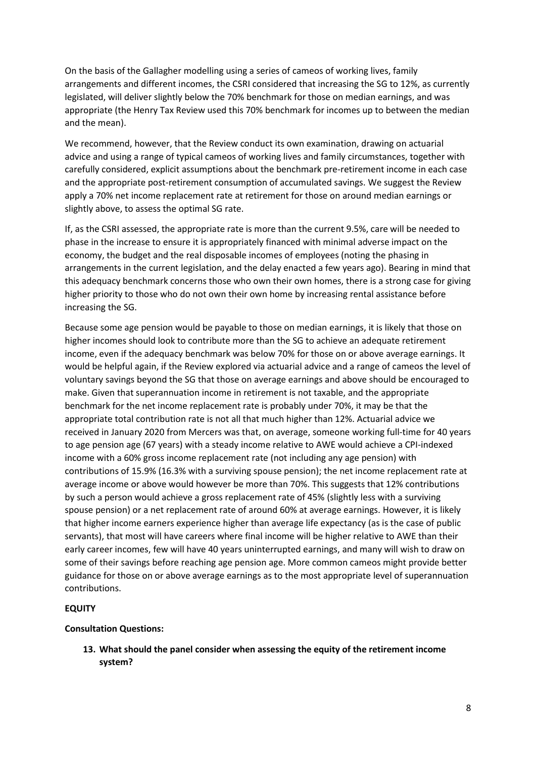On the basis of the Gallagher modelling using a series of cameos of working lives, family arrangements and different incomes, the CSRI considered that increasing the SG to 12%, as currently legislated, will deliver slightly below the 70% benchmark for those on median earnings, and was appropriate (the Henry Tax Review used this 70% benchmark for incomes up to between the median and the mean).

We recommend, however, that the Review conduct its own examination, drawing on actuarial advice and using a range of typical cameos of working lives and family circumstances, together with carefully considered, explicit assumptions about the benchmark pre-retirement income in each case and the appropriate post-retirement consumption of accumulated savings. We suggest the Review apply a 70% net income replacement rate at retirement for those on around median earnings or slightly above, to assess the optimal SG rate.

If, as the CSRI assessed, the appropriate rate is more than the current 9.5%, care will be needed to phase in the increase to ensure it is appropriately financed with minimal adverse impact on the economy, the budget and the real disposable incomes of employees (noting the phasing in arrangements in the current legislation, and the delay enacted a few years ago). Bearing in mind that this adequacy benchmark concerns those who own their own homes, there is a strong case for giving higher priority to those who do not own their own home by increasing rental assistance before increasing the SG.

Because some age pension would be payable to those on median earnings, it is likely that those on higher incomes should look to contribute more than the SG to achieve an adequate retirement income, even if the adequacy benchmark was below 70% for those on or above average earnings. It would be helpful again, if the Review explored via actuarial advice and a range of cameos the level of voluntary savings beyond the SG that those on average earnings and above should be encouraged to make. Given that superannuation income in retirement is not taxable, and the appropriate benchmark for the net income replacement rate is probably under 70%, it may be that the appropriate total contribution rate is not all that much higher than 12%. Actuarial advice we received in January 2020 from Mercers was that, on average, someone working full-time for 40 years to age pension age (67 years) with a steady income relative to AWE would achieve a CPI-indexed income with a 60% gross income replacement rate (not including any age pension) with contributions of 15.9% (16.3% with a surviving spouse pension); the net income replacement rate at average income or above would however be more than 70%. This suggests that 12% contributions by such a person would achieve a gross replacement rate of 45% (slightly less with a surviving spouse pension) or a net replacement rate of around 60% at average earnings. However, it is likely that higher income earners experience higher than average life expectancy (as is the case of public servants), that most will have careers where final income will be higher relative to AWE than their early career incomes, few will have 40 years uninterrupted earnings, and many will wish to draw on some of their savings before reaching age pension age. More common cameos might provide better guidance for those on or above average earnings as to the most appropriate level of superannuation contributions.

**EQUITY**

**Consultation Questions:**

13. **What should the panel consider when assessing the equity of the retirement income system?**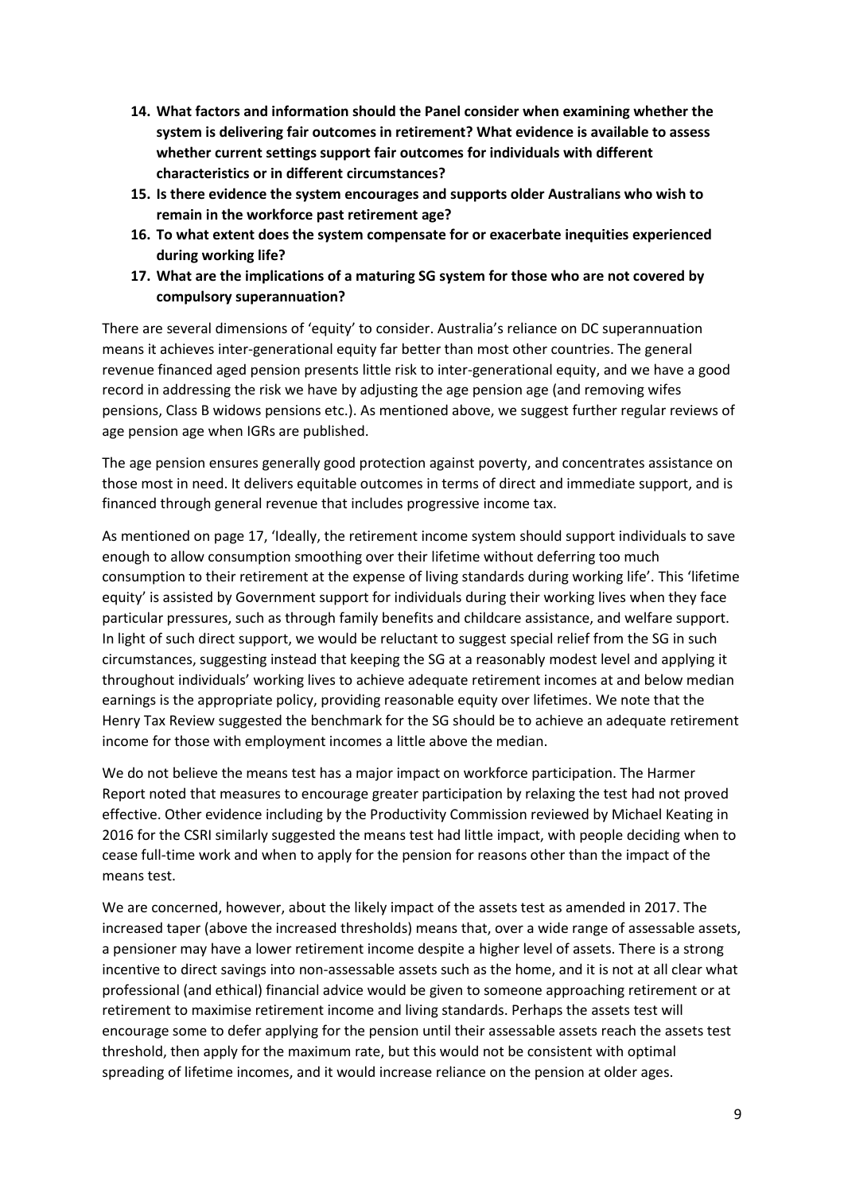14. **What factors and information should the Panel consider when examining whether the system is delivering fair outcomes in retirement? What evidence is available to assess whether current settings support fair outcomes for individuals with different characteristics or in different circumstances?**
15. **Is there evidence the system encourages and supports older Australians who wish to remain in the workforce past retirement age?**
16. **To what extent does the system compensate for or exacerbate inequities experienced during working life?**
17. **What are the implications of a maturing SG system for those who are not covered by compulsory superannuation?**

There are several dimensions of 'equity' to consider. Australia's reliance on DC superannuation means it achieves inter-generational equity far better than most other countries. The general revenue financed aged pension presents little risk to inter-generational equity, and we have a good record in addressing the risk we have by adjusting the age pension age (and removing wifes pensions, Class B widows pensions etc.). As mentioned above, we suggest further regular reviews of age pension age when IGRs are published.

The age pension ensures generally good protection against poverty, and concentrates assistance on those most in need. It delivers equitable outcomes in terms of direct and immediate support, and is financed through general revenue that includes progressive income tax.

As mentioned on page 17, 'Ideally, the retirement income system should support individuals to save enough to allow consumption smoothing over their lifetime without deferring too much consumption to their retirement at the expense of living standards during working life'. This 'lifetime equity' is assisted by Government support for individuals during their working lives when they face particular pressures, such as through family benefits and childcare assistance, and welfare support. In light of such direct support, we would be reluctant to suggest special relief from the SG in such circumstances, suggesting instead that keeping the SG at a reasonably modest level and applying it throughout individuals' working lives to achieve adequate retirement incomes at and below median earnings is the appropriate policy, providing reasonable equity over lifetimes. We note that the Henry Tax Review suggested the benchmark for the SG should be to achieve an adequate retirement income for those with employment incomes a little above the median.

We do not believe the means test has a major impact on workforce participation. The Harmer Report noted that measures to encourage greater participation by relaxing the test had not proved effective. Other evidence including by the Productivity Commission reviewed by Michael Keating in 2016 for the CSRI similarly suggested the means test had little impact, with people deciding when to cease full-time work and when to apply for the pension for reasons other than the impact of the means test.

We are concerned, however, about the likely impact of the assets test as amended in 2017. The increased taper (above the increased thresholds) means that, over a wide range of assessable assets, a pensioner may have a lower retirement income despite a higher level of assets. There is a strong incentive to direct savings into non-assessable assets such as the home, and it is not at all clear what professional (and ethical) financial advice would be given to someone approaching retirement or at retirement to maximise retirement income and living standards. Perhaps the assets test will encourage some to defer applying for the pension until their assessable assets reach the assets test threshold, then apply for the maximum rate, but this would not be consistent with optimal spreading of lifetime incomes, and it would increase reliance on the pension at older ages.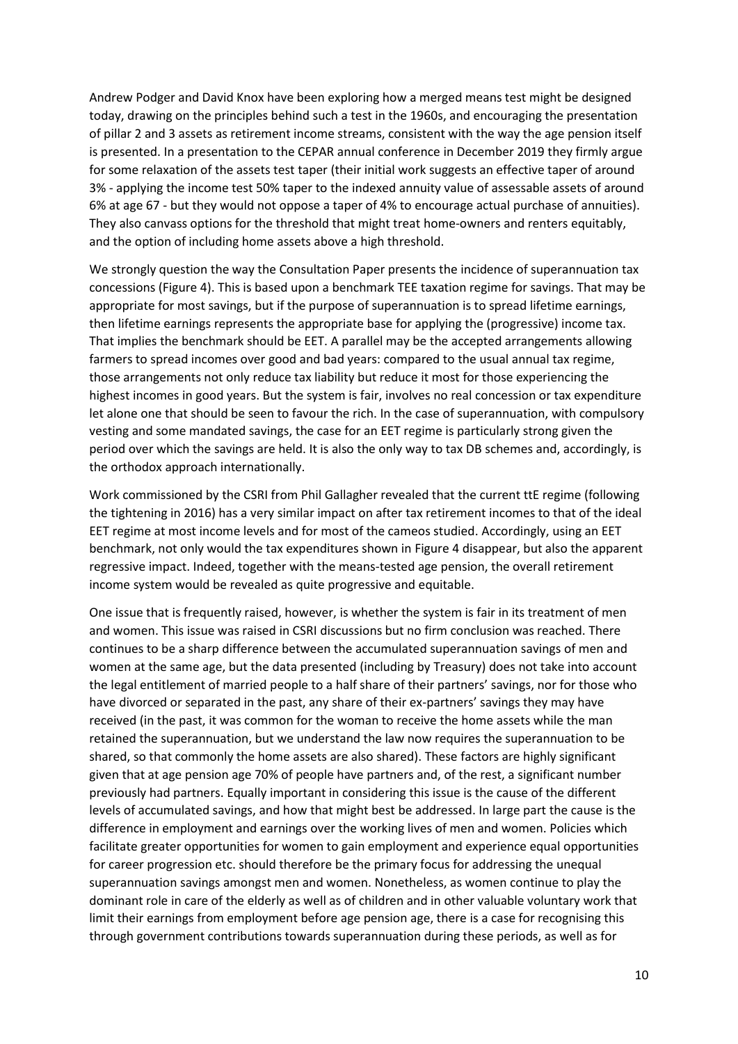Andrew Podger and David Knox have been exploring how a merged means test might be designed today, drawing on the principles behind such a test in the 1960s, and encouraging the presentation of pillar 2 and 3 assets as retirement income streams, consistent with the way the age pension itself is presented. In a presentation to the CEPAR annual conference in December 2019 they firmly argue for some relaxation of the assets test taper (their initial work suggests an effective taper of around 3% - applying the income test 50% taper to the indexed annuity value of assessable assets of around 6% at age 67 - but they would not oppose a taper of 4% to encourage actual purchase of annuities). They also canvass options for the threshold that might treat home-owners and renters equitably, and the option of including home assets above a high threshold.

We strongly question the way the Consultation Paper presents the incidence of superannuation tax concessions (Figure 4). This is based upon a benchmark TEE taxation regime for savings. That may be appropriate for most savings, but if the purpose of superannuation is to spread lifetime earnings, then lifetime earnings represents the appropriate base for applying the (progressive) income tax. That implies the benchmark should be EET. A parallel may be the accepted arrangements allowing farmers to spread incomes over good and bad years: compared to the usual annual tax regime, those arrangements not only reduce tax liability but reduce it most for those experiencing the highest incomes in good years. But the system is fair, involves no real concession or tax expenditure let alone one that should be seen to favour the rich. In the case of superannuation, with compulsory vesting and some mandated savings, the case for an EET regime is particularly strong given the period over which the savings are held. It is also the only way to tax DB schemes and, accordingly, is the orthodox approach internationally.

Work commissioned by the CSRI from Phil Gallagher revealed that the current ttE regime (following the tightening in 2016) has a very similar impact on after tax retirement incomes to that of the ideal EET regime at most income levels and for most of the cameos studied. Accordingly, using an EET benchmark, not only would the tax expenditures shown in Figure 4 disappear, but also the apparent regressive impact. Indeed, together with the means-tested age pension, the overall retirement income system would be revealed as quite progressive and equitable.

One issue that is frequently raised, however, is whether the system is fair in its treatment of men and women. This issue was raised in CSRI discussions but no firm conclusion was reached. There continues to be a sharp difference between the accumulated superannuation savings of men and women at the same age, but the data presented (including by Treasury) does not take into account the legal entitlement of married people to a half share of their partners' savings, nor for those who have divorced or separated in the past, any share of their ex-partners' savings they may have received (in the past, it was common for the woman to receive the home assets while the man retained the superannuation, but we understand the law now requires the superannuation to be shared, so that commonly the home assets are also shared). These factors are highly significant given that at age pension age 70% of people have partners and, of the rest, a significant number previously had partners. Equally important in considering this issue is the cause of the different levels of accumulated savings, and how that might best be addressed. In large part the cause is the difference in employment and earnings over the working lives of men and women. Policies which facilitate greater opportunities for women to gain employment and experience equal opportunities for career progression etc. should therefore be the primary focus for addressing the unequal superannuation savings amongst men and women. Nonetheless, as women continue to play the dominant role in care of the elderly as well as of children and in other valuable voluntary work that limit their earnings from employment before age pension age, there is a case for recognising this through government contributions towards superannuation during these periods, as well as for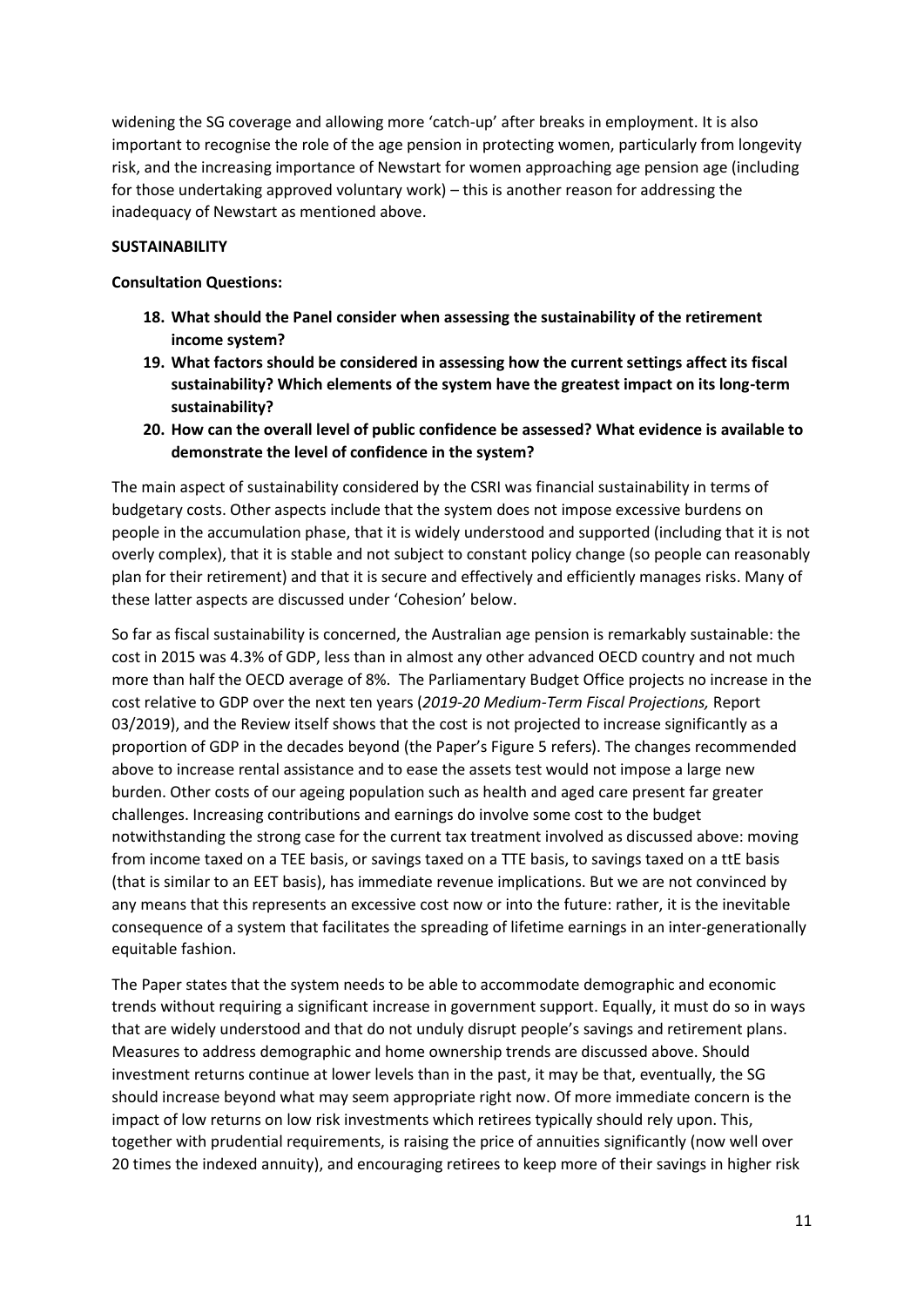widening the SG coverage and allowing more 'catch-up' after breaks in employment. It is also important to recognise the role of the age pension in protecting women, particularly from longevity risk, and the increasing importance of Newstart for women approaching age pension age (including for those undertaking approved voluntary work) – this is another reason for addressing the inadequacy of Newstart as mentioned above.

**SUSTAINABILITY**

**Consultation Questions:**

18. **What should the Panel consider when assessing the sustainability of the retirement income system?**
19. **What factors should be considered in assessing how the current settings affect its fiscal sustainability? Which elements of the system have the greatest impact on its long-term sustainability?**
20. **How can the overall level of public confidence be assessed? What evidence is available to demonstrate the level of confidence in the system?**

The main aspect of sustainability considered by the CSRI was financial sustainability in terms of budgetary costs. Other aspects include that the system does not impose excessive burdens on people in the accumulation phase, that it is widely understood and supported (including that it is not overly complex), that it is stable and not subject to constant policy change (so people can reasonably plan for their retirement) and that it is secure and effectively and efficiently manages risks. Many of these latter aspects are discussed under 'Cohesion' below.

So far as fiscal sustainability is concerned, the Australian age pension is remarkably sustainable: the cost in 2015 was 4.3% of GDP, less than in almost any other advanced OECD country and not much more than half the OECD average of 8%. The Parliamentary Budget Office projects no increase in the cost relative to GDP over the next ten years (*2019-20 Medium-Term Fiscal Projections,* Report 03/2019), and the Review itself shows that the cost is not projected to increase significantly as a proportion of GDP in the decades beyond (the Paper's Figure 5 refers). The changes recommended above to increase rental assistance and to ease the assets test would not impose a large new burden. Other costs of our ageing population such as health and aged care present far greater challenges. Increasing contributions and earnings do involve some cost to the budget notwithstanding the strong case for the current tax treatment involved as discussed above: moving from income taxed on a TEE basis, or savings taxed on a TTE basis, to savings taxed on a ttE basis (that is similar to an EET basis), has immediate revenue implications. But we are not convinced by any means that this represents an excessive cost now or into the future: rather, it is the inevitable consequence of a system that facilitates the spreading of lifetime earnings in an inter-generationally equitable fashion.

The Paper states that the system needs to be able to accommodate demographic and economic trends without requiring a significant increase in government support. Equally, it must do so in ways that are widely understood and that do not unduly disrupt people's savings and retirement plans. Measures to address demographic and home ownership trends are discussed above. Should investment returns continue at lower levels than in the past, it may be that, eventually, the SG should increase beyond what may seem appropriate right now. Of more immediate concern is the impact of low returns on low risk investments which retirees typically should rely upon. This, together with prudential requirements, is raising the price of annuities significantly (now well over 20 times the indexed annuity), and encouraging retirees to keep more of their savings in higher risk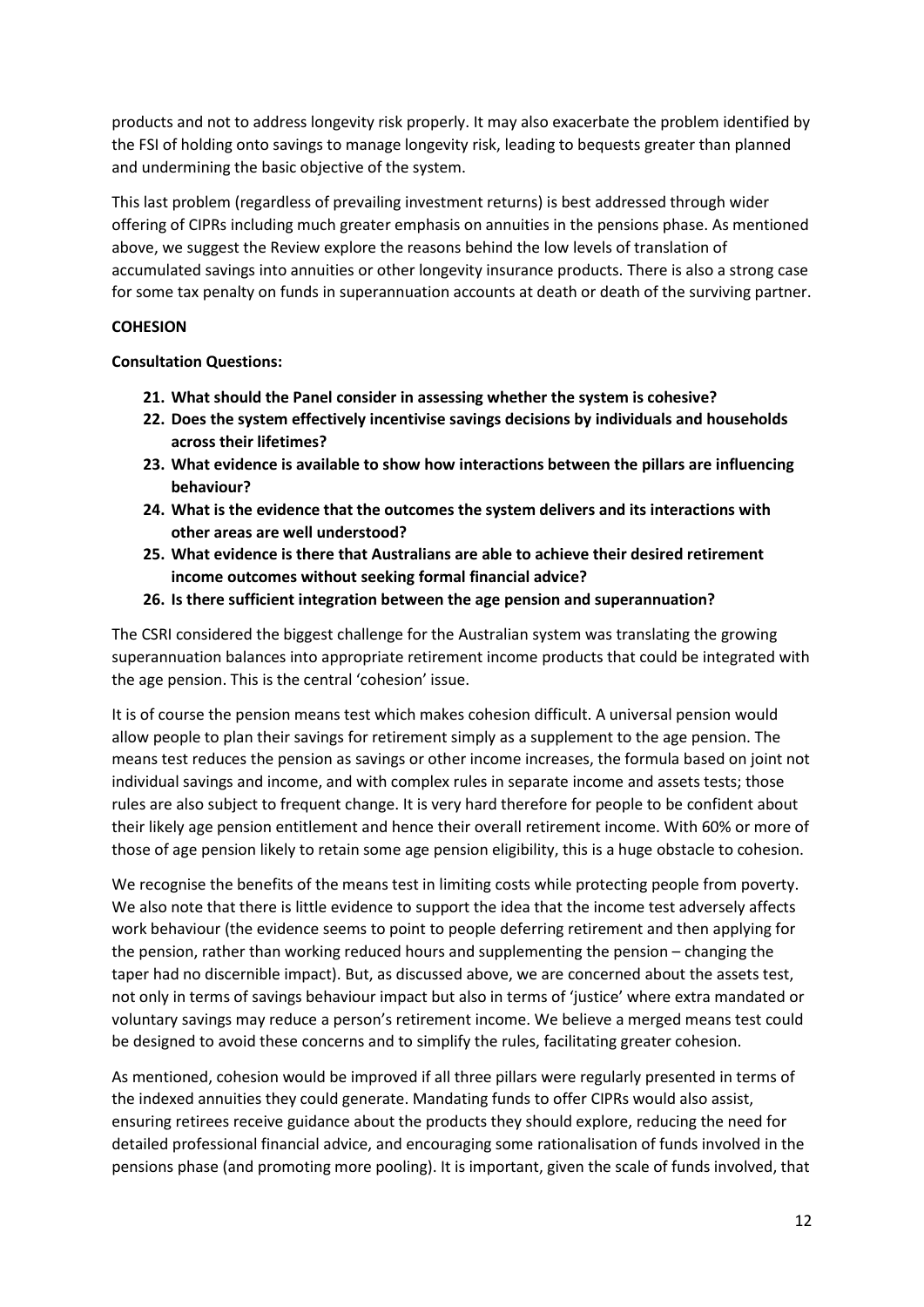products and not to address longevity risk properly. It may also exacerbate the problem identified by the FSI of holding onto savings to manage longevity risk, leading to bequests greater than planned and undermining the basic objective of the system.

This last problem (regardless of prevailing investment returns) is best addressed through wider offering of CIPRs including much greater emphasis on annuities in the pensions phase. As mentioned above, we suggest the Review explore the reasons behind the low levels of translation of accumulated savings into annuities or other longevity insurance products. There is also a strong case for some tax penalty on funds in superannuation accounts at death or death of the surviving partner.

## COHESION

**Consultation Questions:**

21. **What should the Panel consider in assessing whether the system is cohesive?**
22. **Does the system effectively incentivise savings decisions by individuals and households across their lifetimes?**
23. **What evidence is available to show how interactions between the pillars are influencing behaviour?**
24. **What is the evidence that the outcomes the system delivers and its interactions with other areas are well understood?**
25. **What evidence is there that Australians are able to achieve their desired retirement income outcomes without seeking formal financial advice?**
26. **Is there sufficient integration between the age pension and superannuation?**

The CSRI considered the biggest challenge for the Australian system was translating the growing superannuation balances into appropriate retirement income products that could be integrated with the age pension. This is the central 'cohesion' issue.

It is of course the pension means test which makes cohesion difficult. A universal pension would allow people to plan their savings for retirement simply as a supplement to the age pension. The means test reduces the pension as savings or other income increases, the formula based on joint not individual savings and income, and with complex rules in separate income and assets tests; those rules are also subject to frequent change. It is very hard therefore for people to be confident about their likely age pension entitlement and hence their overall retirement income. With 60% or more of those of age pension likely to retain some age pension eligibility, this is a huge obstacle to cohesion.

We recognise the benefits of the means test in limiting costs while protecting people from poverty. We also note that there is little evidence to support the idea that the income test adversely affects work behaviour (the evidence seems to point to people deferring retirement and then applying for the pension, rather than working reduced hours and supplementing the pension – changing the taper had no discernible impact). But, as discussed above, we are concerned about the assets test, not only in terms of savings behaviour impact but also in terms of 'justice' where extra mandated or voluntary savings may reduce a person's retirement income. We believe a merged means test could be designed to avoid these concerns and to simplify the rules, facilitating greater cohesion.

As mentioned, cohesion would be improved if all three pillars were regularly presented in terms of the indexed annuities they could generate. Mandating funds to offer CIPRs would also assist, ensuring retirees receive guidance about the products they should explore, reducing the need for detailed professional financial advice, and encouraging some rationalisation of funds involved in the pensions phase (and promoting more pooling). It is important, given the scale of funds involved, that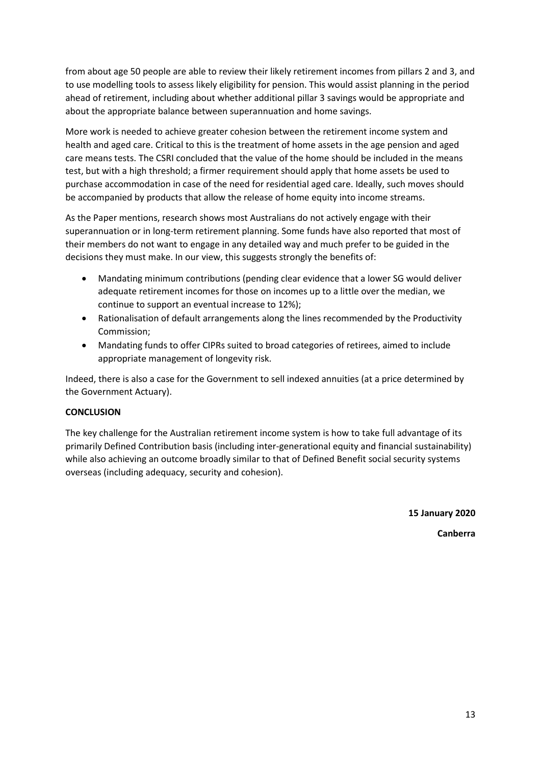from about age 50 people are able to review their likely retirement incomes from pillars 2 and 3, and to use modelling tools to assess likely eligibility for pension. This would assist planning in the period ahead of retirement, including about whether additional pillar 3 savings would be appropriate and about the appropriate balance between superannuation and home savings.

More work is needed to achieve greater cohesion between the retirement income system and health and aged care. Critical to this is the treatment of home assets in the age pension and aged care means tests. The CSRI concluded that the value of the home should be included in the means test, but with a high threshold; a firmer requirement should apply that home assets be used to purchase accommodation in case of the need for residential aged care. Ideally, such moves should be accompanied by products that allow the release of home equity into income streams.

As the Paper mentions, research shows most Australians do not actively engage with their superannuation or in long-term retirement planning. Some funds have also reported that most of their members do not want to engage in any detailed way and much prefer to be guided in the decisions they must make. In our view, this suggests strongly the benefits of:

- Mandating minimum contributions (pending clear evidence that a lower SG would deliver adequate retirement incomes for those on incomes up to a little over the median, we continue to support an eventual increase to 12%);
- Rationalisation of default arrangements along the lines recommended by the Productivity Commission;
- Mandating funds to offer CIPRs suited to broad categories of retirees, aimed to include appropriate management of longevity risk.

Indeed, there is also a case for the Government to sell indexed annuities (at a price determined by the Government Actuary).

**CONCLUSION**

The key challenge for the Australian retirement income system is how to take full advantage of its primarily Defined Contribution basis (including inter-generational equity and financial sustainability) while also achieving an outcome broadly similar to that of Defined Benefit social security systems overseas (including adequacy, security and cohesion).

**15 January 2020**

**Canberra**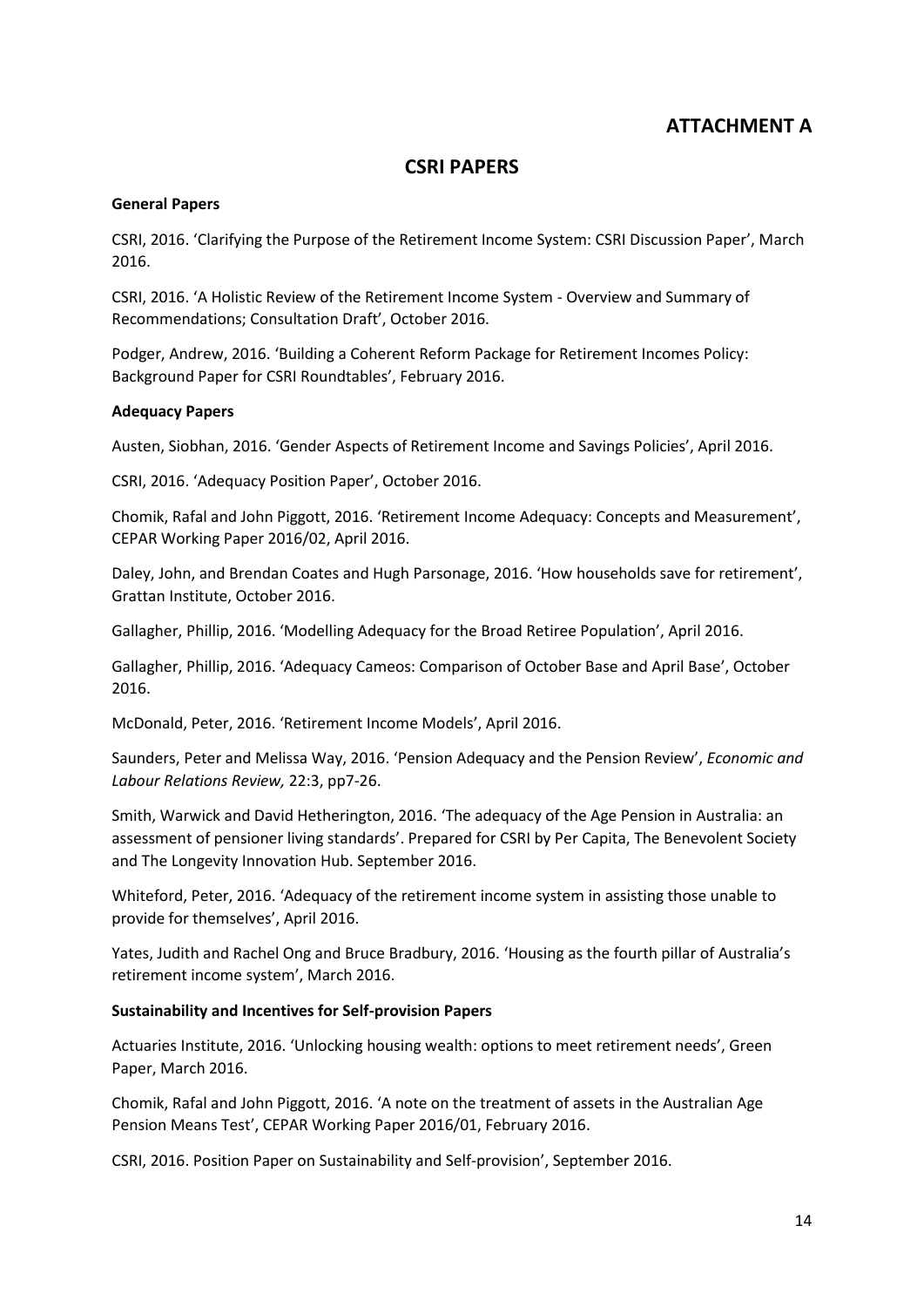# ATTACHMENT A

## CSRI PAPERS

**General Papers**

CSRI, 2016. 'Clarifying the Purpose of the Retirement Income System: CSRI Discussion Paper', March 2016.

CSRI, 2016. 'A Holistic Review of the Retirement Income System - Overview and Summary of Recommendations; Consultation Draft', October 2016.

Podger, Andrew, 2016. 'Building a Coherent Reform Package for Retirement Incomes Policy: Background Paper for CSRI Roundtables', February 2016.

**Adequacy Papers**

Austen, Siobhan, 2016. 'Gender Aspects of Retirement Income and Savings Policies', April 2016.

CSRI, 2016. 'Adequacy Position Paper', October 2016.

Chomik, Rafal and John Piggott, 2016. 'Retirement Income Adequacy: Concepts and Measurement', CEPAR Working Paper 2016/02, April 2016.

Daley, John, and Brendan Coates and Hugh Parsonage, 2016. 'How households save for retirement', Grattan Institute, October 2016.

Gallagher, Phillip, 2016. 'Modelling Adequacy for the Broad Retiree Population', April 2016.

Gallagher, Phillip, 2016. 'Adequacy Cameos: Comparison of October Base and April Base', October 2016.

McDonald, Peter, 2016. 'Retirement Income Models', April 2016.

Saunders, Peter and Melissa Way, 2016. 'Pension Adequacy and the Pension Review', *Economic and Labour Relations Review,* 22:3, pp7-26.

Smith, Warwick and David Hetherington, 2016. 'The adequacy of the Age Pension in Australia: an assessment of pensioner living standards'. Prepared for CSRI by Per Capita, The Benevolent Society and The Longevity Innovation Hub. September 2016.

Whiteford, Peter, 2016. 'Adequacy of the retirement income system in assisting those unable to provide for themselves', April 2016.

Yates, Judith and Rachel Ong and Bruce Bradbury, 2016. 'Housing as the fourth pillar of Australia's retirement income system', March 2016.

**Sustainability and Incentives for Self-provision Papers**

Actuaries Institute, 2016. 'Unlocking housing wealth: options to meet retirement needs', Green Paper, March 2016.

Chomik, Rafal and John Piggott, 2016. 'A note on the treatment of assets in the Australian Age Pension Means Test', CEPAR Working Paper 2016/01, February 2016.

CSRI, 2016. Position Paper on Sustainability and Self-provision', September 2016.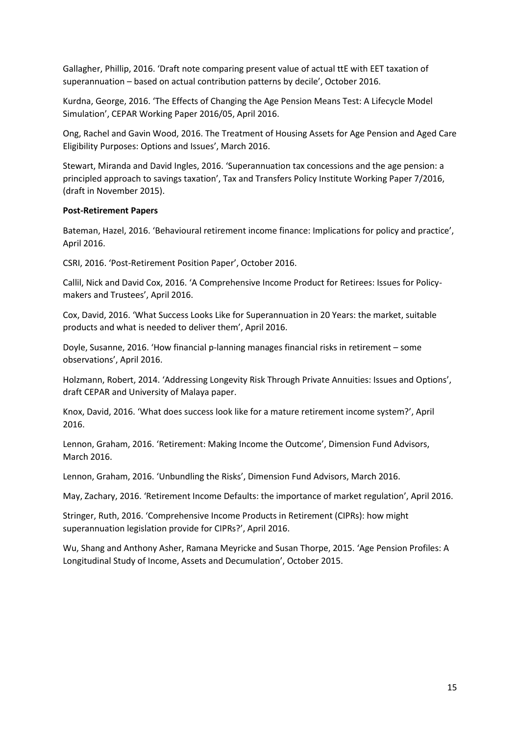Gallagher, Phillip, 2016. 'Draft note comparing present value of actual ttE with EET taxation of superannuation – based on actual contribution patterns by decile', October 2016.

Kurdna, George, 2016. 'The Effects of Changing the Age Pension Means Test: A Lifecycle Model Simulation', CEPAR Working Paper 2016/05, April 2016.

Ong, Rachel and Gavin Wood, 2016. The Treatment of Housing Assets for Age Pension and Aged Care Eligibility Purposes: Options and Issues', March 2016.

Stewart, Miranda and David Ingles, 2016. 'Superannuation tax concessions and the age pension: a principled approach to savings taxation', Tax and Transfers Policy Institute Working Paper 7/2016, (draft in November 2015).

**Post-Retirement Papers**

Bateman, Hazel, 2016. 'Behavioural retirement income finance: Implications for policy and practice', April 2016.

CSRI, 2016. 'Post-Retirement Position Paper', October 2016.

Callil, Nick and David Cox, 2016. 'A Comprehensive Income Product for Retirees: Issues for Policy-makers and Trustees', April 2016.

Cox, David, 2016. 'What Success Looks Like for Superannuation in 20 Years: the market, suitable products and what is needed to deliver them', April 2016.

Doyle, Susanne, 2016. 'How financial p-lanning manages financial risks in retirement – some observations', April 2016.

Holzmann, Robert, 2014. 'Addressing Longevity Risk Through Private Annuities: Issues and Options', draft CEPAR and University of Malaya paper.

Knox, David, 2016. 'What does success look like for a mature retirement income system?', April 2016.

Lennon, Graham, 2016. 'Retirement: Making Income the Outcome', Dimension Fund Advisors, March 2016.

Lennon, Graham, 2016. 'Unbundling the Risks', Dimension Fund Advisors, March 2016.

May, Zachary, 2016. 'Retirement Income Defaults: the importance of market regulation', April 2016.

Stringer, Ruth, 2016. 'Comprehensive Income Products in Retirement (CIPRs): how might superannuation legislation provide for CIPRs?', April 2016.

Wu, Shang and Anthony Asher, Ramana Meyricke and Susan Thorpe, 2015. 'Age Pension Profiles: A Longitudinal Study of Income, Assets and Decumulation', October 2015.